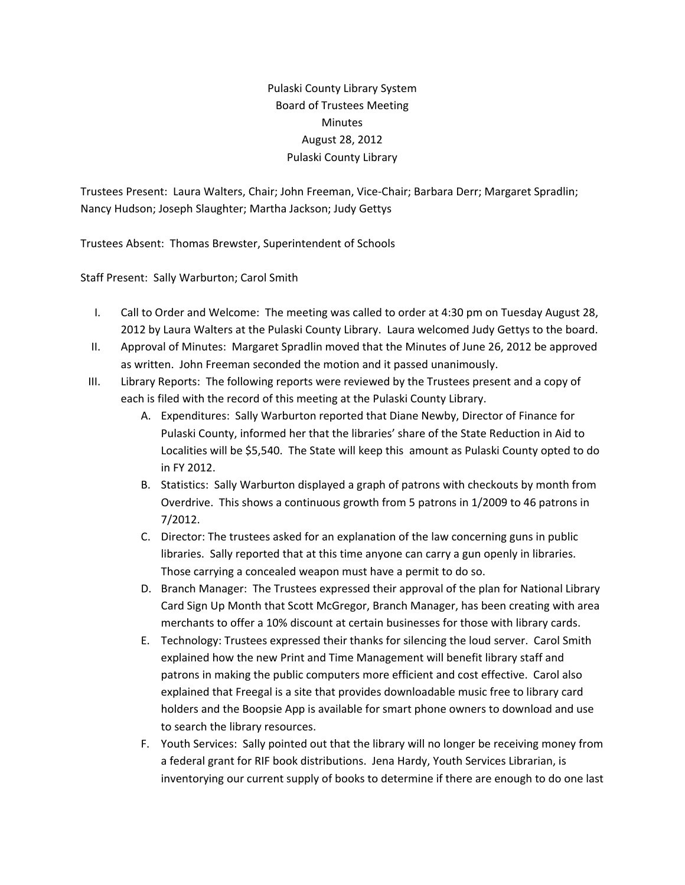# Pulaski County Library System
## Board of Trustees Meeting
## Minutes
## August 28, 2012
## Pulaski County Library

Trustees Present: Laura Walters, Chair; John Freeman, Vice-Chair; Barbara Derr; Margaret Spradlin; Nancy Hudson; Joseph Slaughter; Martha Jackson; Judy Gettys

Trustees Absent: Thomas Brewster, Superintendent of Schools

Staff Present: Sally Warburton; Carol Smith

I. Call to Order and Welcome: The meeting was called to order at 4:30 pm on Tuesday August 28, 2012 by Laura Walters at the Pulaski County Library. Laura welcomed Judy Gettys to the board.

II. Approval of Minutes: Margaret Spradlin moved that the Minutes of June 26, 2012 be approved as written. John Freeman seconded the motion and it passed unanimously.

III. Library Reports: The following reports were reviewed by the Trustees present and a copy of each is filed with the record of this meeting at the Pulaski County Library.

   A. Expenditures: Sally Warburton reported that Diane Newby, Director of Finance for Pulaski County, informed her that the libraries' share of the State Reduction in Aid to Localities will be $5,540. The State will keep this amount as Pulaski County opted to do in FY 2012.

   B. Statistics: Sally Warburton displayed a graph of patrons with checkouts by month from Overdrive. This shows a continuous growth from 5 patrons in 1/2009 to 46 patrons in 7/2012.

   C. Director: The trustees asked for an explanation of the law concerning guns in public libraries. Sally reported that at this time anyone can carry a gun openly in libraries. Those carrying a concealed weapon must have a permit to do so.

   D. Branch Manager: The Trustees expressed their approval of the plan for National Library Card Sign Up Month that Scott McGregor, Branch Manager, has been creating with area merchants to offer a 10% discount at certain businesses for those with library cards.

   E. Technology: Trustees expressed their thanks for silencing the loud server. Carol Smith explained how the new Print and Time Management will benefit library staff and patrons in making the public computers more efficient and cost effective. Carol also explained that Freegal is a site that provides downloadable music free to library card holders and the Boopsie App is available for smart phone owners to download and use to search the library resources.

   F. Youth Services: Sally pointed out that the library will no longer be receiving money from a federal grant for RIF book distributions. Jena Hardy, Youth Services Librarian, is inventorying our current supply of books to determine if there are enough to do one last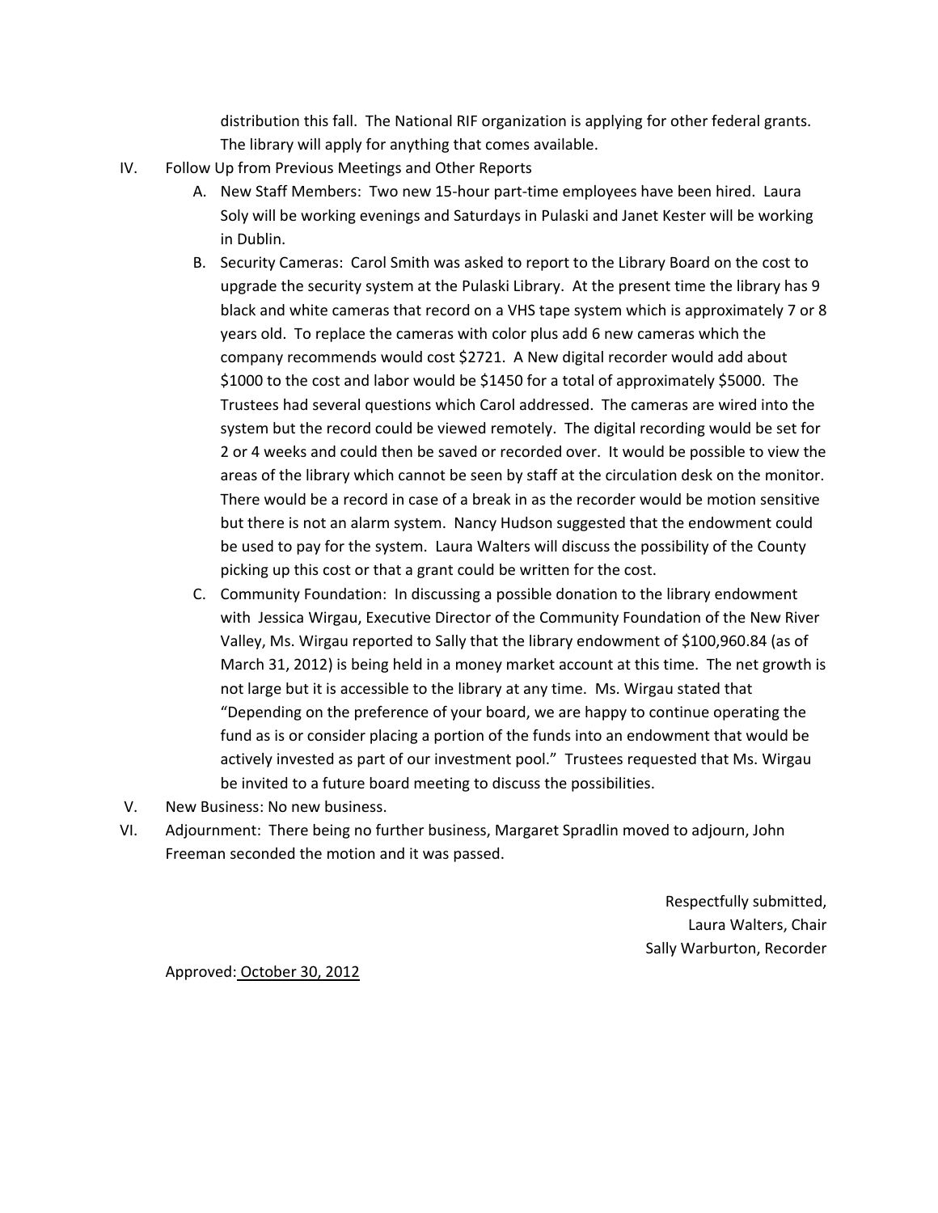distribution this fall. The National RIF organization is applying for other federal grants. The library will apply for anything that comes available.

IV. Follow Up from Previous Meetings and Other Reports

   A. New Staff Members: Two new 15-hour part-time employees have been hired. Laura Soly will be working evenings and Saturdays in Pulaski and Janet Kester will be working in Dublin.

   B. Security Cameras: Carol Smith was asked to report to the Library Board on the cost to upgrade the security system at the Pulaski Library. At the present time the library has 9 black and white cameras that record on a VHS tape system which is approximately 7 or 8 years old. To replace the cameras with color plus add 6 new cameras which the company recommends would cost $2721. A New digital recorder would add about $1000 to the cost and labor would be $1450 for a total of approximately $5000. The Trustees had several questions which Carol addressed. The cameras are wired into the system but the record could be viewed remotely. The digital recording would be set for 2 or 4 weeks and could then be saved or recorded over. It would be possible to view the areas of the library which cannot be seen by staff at the circulation desk on the monitor. There would be a record in case of a break in as the recorder would be motion sensitive but there is not an alarm system. Nancy Hudson suggested that the endowment could be used to pay for the system. Laura Walters will discuss the possibility of the County picking up this cost or that a grant could be written for the cost.

   C. Community Foundation: In discussing a possible donation to the library endowment with Jessica Wirgau, Executive Director of the Community Foundation of the New River Valley, Ms. Wirgau reported to Sally that the library endowment of $100,960.84 (as of March 31, 2012) is being held in a money market account at this time. The net growth is not large but it is accessible to the library at any time. Ms. Wirgau stated that "Depending on the preference of your board, we are happy to continue operating the fund as is or consider placing a portion of the funds into an endowment that would be actively invested as part of our investment pool." Trustees requested that Ms. Wirgau be invited to a future board meeting to discuss the possibilities.

V. New Business: No new business.

VI. Adjournment: There being no further business, Margaret Spradlin moved to adjourn, John Freeman seconded the motion and it was passed.

Respectfully submitted,
Laura Walters, Chair
Sally Warburton, Recorder

Approved: October 30, 2012